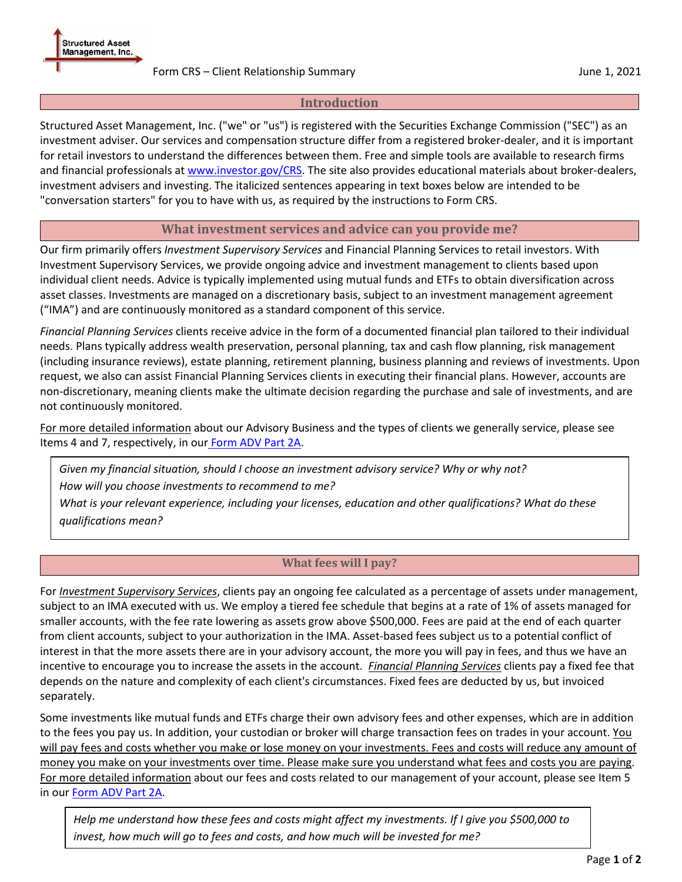Structured Asset Management, Inc.

Form CRS – Client Relationship Summary

June 1, 2021

## Introduction

Structured Asset Management, Inc. ("we" or "us") is registered with the Securities Exchange Commission ("SEC") as an investment adviser. Our services and compensation structure differ from a registered broker-dealer, and it is important for retail investors to understand the differences between them. Free and simple tools are available to research firms and financial professionals at www.investor.gov/CRS. The site also provides educational materials about broker-dealers, investment advisers and investing. The italicized sentences appearing in text boxes below are intended to be "conversation starters" for you to have with us, as required by the instructions to Form CRS.

## What investment services and advice can you provide me?

Our firm primarily offers *Investment Supervisory Services* and Financial Planning Services to retail investors. With Investment Supervisory Services, we provide ongoing advice and investment management to clients based upon individual client needs. Advice is typically implemented using mutual funds and ETFs to obtain diversification across asset classes. Investments are managed on a discretionary basis, subject to an investment management agreement ("IMA") and are continuously monitored as a standard component of this service.

*Financial Planning Services* clients receive advice in the form of a documented financial plan tailored to their individual needs. Plans typically address wealth preservation, personal planning, tax and cash flow planning, risk management (including insurance reviews), estate planning, retirement planning, business planning and reviews of investments. Upon request, we also can assist Financial Planning Services clients in executing their financial plans. However, accounts are non-discretionary, meaning clients make the ultimate decision regarding the purchase and sale of investments, and are not continuously monitored.

For more detailed information about our Advisory Business and the types of clients we generally service, please see Items 4 and 7, respectively, in our Form ADV Part 2A.

> *Given my financial situation, should I choose an investment advisory service? Why or why not?*
> *How will you choose investments to recommend to me?*
> *What is your relevant experience, including your licenses, education and other qualifications? What do these qualifications mean?*

## What fees will I pay?

For ***Investment Supervisory Services***, clients pay an ongoing fee calculated as a percentage of assets under management, subject to an IMA executed with us. We employ a tiered fee schedule that begins at a rate of 1% of assets managed for smaller accounts, with the fee rate lowering as assets grow above $500,000. Fees are paid at the end of each quarter from client accounts, subject to your authorization in the IMA. Asset-based fees subject us to a potential conflict of interest in that the more assets there are in your advisory account, the more you will pay in fees, and thus we have an incentive to encourage you to increase the assets in the account. ***Financial Planning Services*** clients pay a fixed fee that depends on the nature and complexity of each client's circumstances. Fixed fees are deducted by us, but invoiced separately.

Some investments like mutual funds and ETFs charge their own advisory fees and other expenses, which are in addition to the fees you pay us. In addition, your custodian or broker will charge transaction fees on trades in your account. You will pay fees and costs whether you make or lose money on your investments. Fees and costs will reduce any amount of money you make on your investments over time. Please make sure you understand what fees and costs you are paying. For more detailed information about our fees and costs related to our management of your account, please see Item 5 in our Form ADV Part 2A.

> *Help me understand how these fees and costs might affect my investments. If I give you $500,000 to invest, how much will go to fees and costs, and how much will be invested for me?*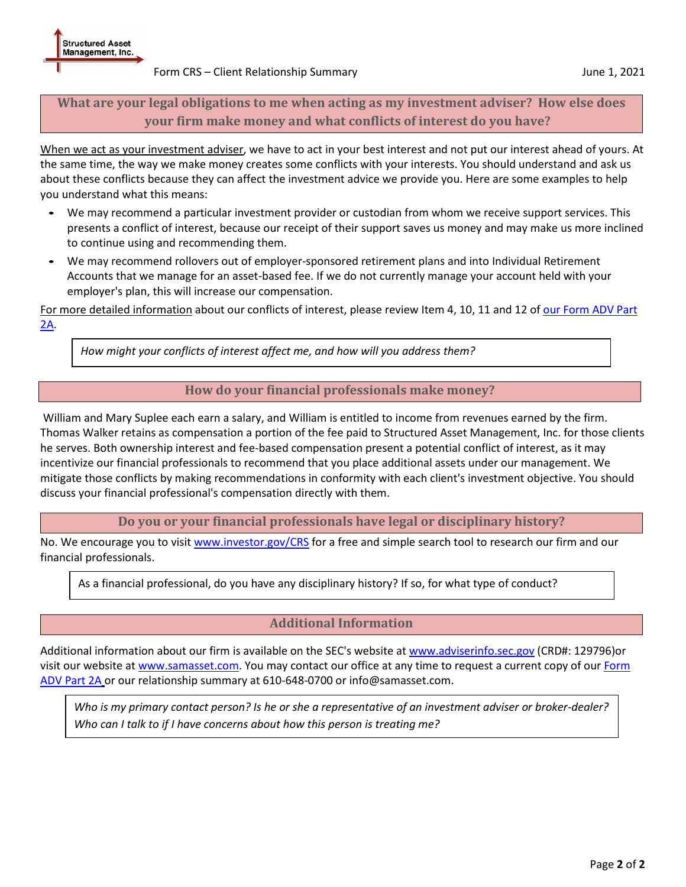## What are your legal obligations to me when acting as my investment adviser? How else does your firm make money and what conflicts of interest do you have?

When we act as your investment adviser, we have to act in your best interest and not put our interest ahead of yours. At the same time, the way we make money creates some conflicts with your interests. You should understand and ask us about these conflicts because they can affect the investment advice we provide you. Here are some examples to help you understand what this means:

- We may recommend a particular investment provider or custodian from whom we receive support services. This presents a conflict of interest, because our receipt of their support saves us money and may make us more inclined to continue using and recommending them.
- We may recommend rollovers out of employer-sponsored retirement plans and into Individual Retirement Accounts that we manage for an asset-based fee. If we do not currently manage your account held with your employer's plan, this will increase our compensation.

For more detailed information about our conflicts of interest, please review Item 4, 10, 11 and 12 of our Form ADV Part 2A.

> *How might your conflicts of interest affect me, and how will you address them?*

## How do your financial professionals make money?

William and Mary Suplee each earn a salary, and William is entitled to income from revenues earned by the firm. Thomas Walker retains as compensation a portion of the fee paid to Structured Asset Management, Inc. for those clients he serves. Both ownership interest and fee-based compensation present a potential conflict of interest, as it may incentivize our financial professionals to recommend that you place additional assets under our management. We mitigate those conflicts by making recommendations in conformity with each client's investment objective. You should discuss your financial professional's compensation directly with them.

## Do you or your financial professionals have legal or disciplinary history?

No. We encourage you to visit www.investor.gov/CRS for a free and simple search tool to research our firm and our financial professionals.

> As a financial professional, do you have any disciplinary history? If so, for what type of conduct?

## Additional Information

Additional information about our firm is available on the SEC's website at www.adviserinfo.sec.gov (CRD#: 129796)or visit our website at www.samasset.com. You may contact our office at any time to request a current copy of our Form ADV Part 2A or our relationship summary at 610-648-0700 or info@samasset.com.

> *Who is my primary contact person? Is he or she a representative of an investment adviser or broker-dealer? Who can I talk to if I have concerns about how this person is treating me?*